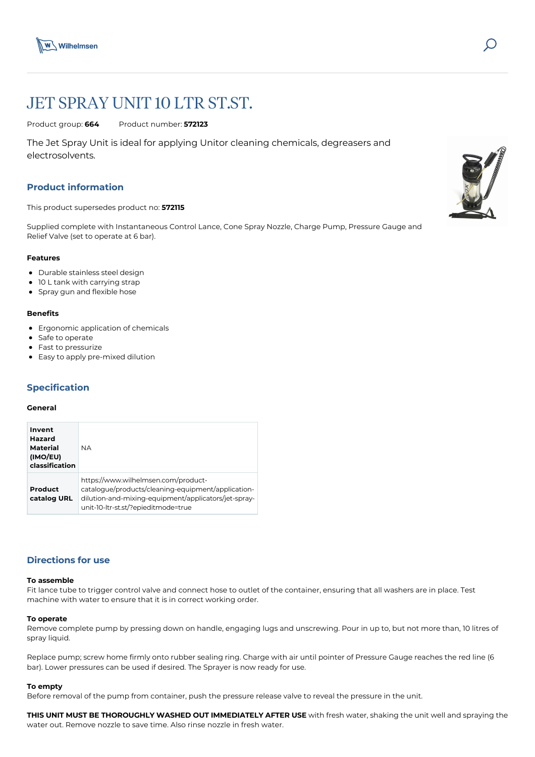# JET SPRAY UNIT 10 LTR ST.ST.

Product group: **664** Product number: **572123**

The Jet Spray Unit is ideal for applying Unitor cleaning chemicals, degreasers and electrosolvents.

## Product information

This product supersedes product no: **572115**

Supplied complete with Instantaneous Control Lance, Cone Spray Nozzle, Charge Pump, Pressure Gauge and Relief Valve (set to operate at 6 bar).

### Features

- Durable stainless steel design
- 10 L tank with carrying strap
- Spray gun and flexible hose

### Benefits

- Ergonomic application of chemicals
- Safe to operate
- Fast to pressurize
- Easy to apply pre-mixed dilution

## Specification

### General

| | |
|---|---|
| **Invent Hazard Material (IMO/EU) classification** | NA |
| **Product catalog URL** | https://www.wilhelmsen.com/product-catalogue/products/cleaning-equipment/application-dilution-and-mixing-equipment/applicators/jet-spray-unit-10-ltr-st.st/?epieditmode=true |

## Directions for use

### To assemble

Fit lance tube to trigger control valve and connect hose to outlet of the container, ensuring that all washers are in place. Test machine with water to ensure that it is in correct working order.

### To operate

Remove complete pump by pressing down on handle, engaging lugs and unscrewing. Pour in up to, but not more than, 10 litres of spray liquid.

Replace pump; screw home firmly onto rubber sealing ring. Charge with air until pointer of Pressure Gauge reaches the red line (6 bar). Lower pressures can be used if desired. The Sprayer is now ready for use.

### To empty

Before removal of the pump from container, push the pressure release valve to reveal the pressure in the unit.

**THIS UNIT MUST BE THOROUGHLY WASHED OUT IMMEDIATELY AFTER USE** with fresh water, shaking the unit well and spraying the water out. Remove nozzle to save time. Also rinse nozzle in fresh water.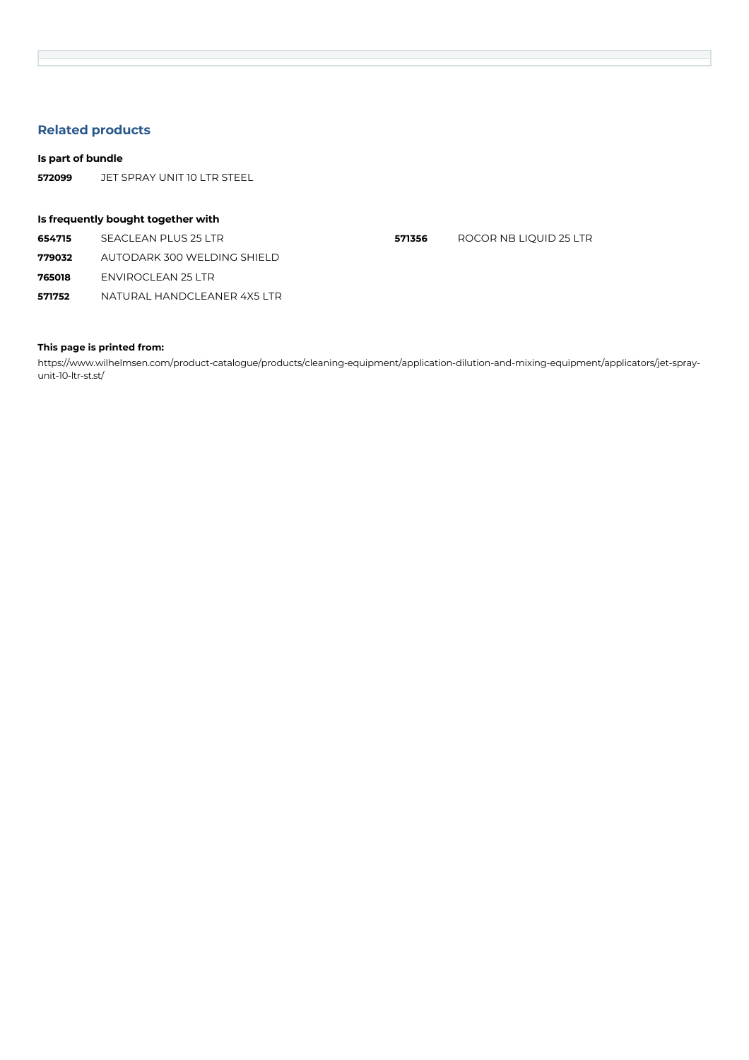## Related products

**Is part of bundle**

**572099** JET SPRAY UNIT 10 LTR STEEL

**Is frequently bought together with**

**654715** SEACLEAN PLUS 25 LTR

**779032** AUTODARK 300 WELDING SHIELD

**765018** ENVIROCLEAN 25 LTR

**571752** NATURAL HANDCLEANER 4X5 LTR

**571356** ROCOR NB LIQUID 25 LTR

**This page is printed from:**

https://www.wilhelmsen.com/product-catalogue/products/cleaning-equipment/application-dilution-and-mixing-equipment/applicators/jet-spray-unit-10-ltr-st.st/